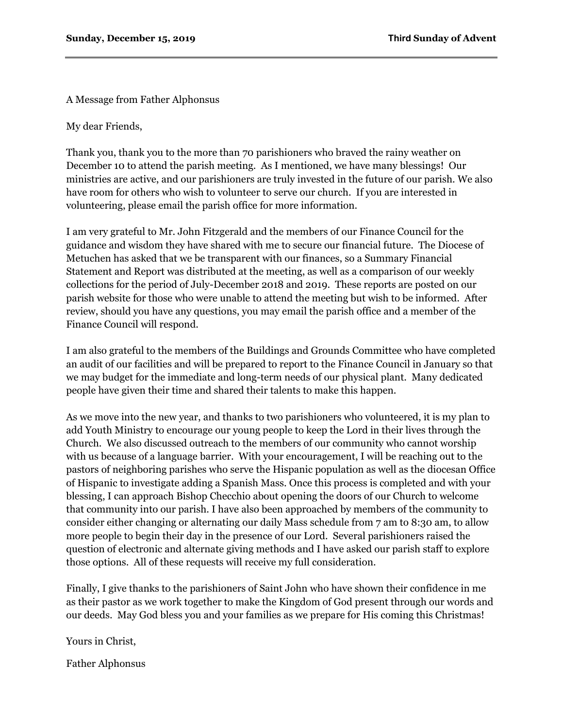A Message from Father Alphonsus

My dear Friends,

Thank you, thank you to the more than 70 parishioners who braved the rainy weather on December 10 to attend the parish meeting. As I mentioned, we have many blessings! Our ministries are active, and our parishioners are truly invested in the future of our parish. We also have room for others who wish to volunteer to serve our church. If you are interested in volunteering, please email the parish office for more information.

I am very grateful to Mr. John Fitzgerald and the members of our Finance Council for the guidance and wisdom they have shared with me to secure our financial future. The Diocese of Metuchen has asked that we be transparent with our finances, so a Summary Financial Statement and Report was distributed at the meeting, as well as a comparison of our weekly collections for the period of July-December 2018 and 2019. These reports are posted on our parish website for those who were unable to attend the meeting but wish to be informed. After review, should you have any questions, you may email the parish office and a member of the Finance Council will respond.

I am also grateful to the members of the Buildings and Grounds Committee who have completed an audit of our facilities and will be prepared to report to the Finance Council in January so that we may budget for the immediate and long-term needs of our physical plant. Many dedicated people have given their time and shared their talents to make this happen.

As we move into the new year, and thanks to two parishioners who volunteered, it is my plan to add Youth Ministry to encourage our young people to keep the Lord in their lives through the Church. We also discussed outreach to the members of our community who cannot worship with us because of a language barrier. With your encouragement, I will be reaching out to the pastors of neighboring parishes who serve the Hispanic population as well as the diocesan Office of Hispanic to investigate adding a Spanish Mass. Once this process is completed and with your blessing, I can approach Bishop Checchio about opening the doors of our Church to welcome that community into our parish. I have also been approached by members of the community to consider either changing or alternating our daily Mass schedule from 7 am to 8:30 am, to allow more people to begin their day in the presence of our Lord. Several parishioners raised the question of electronic and alternate giving methods and I have asked our parish staff to explore those options. All of these requests will receive my full consideration.

Finally, I give thanks to the parishioners of Saint John who have shown their confidence in me as their pastor as we work together to make the Kingdom of God present through our words and our deeds. May God bless you and your families as we prepare for His coming this Christmas!

Yours in Christ,

Father Alphonsus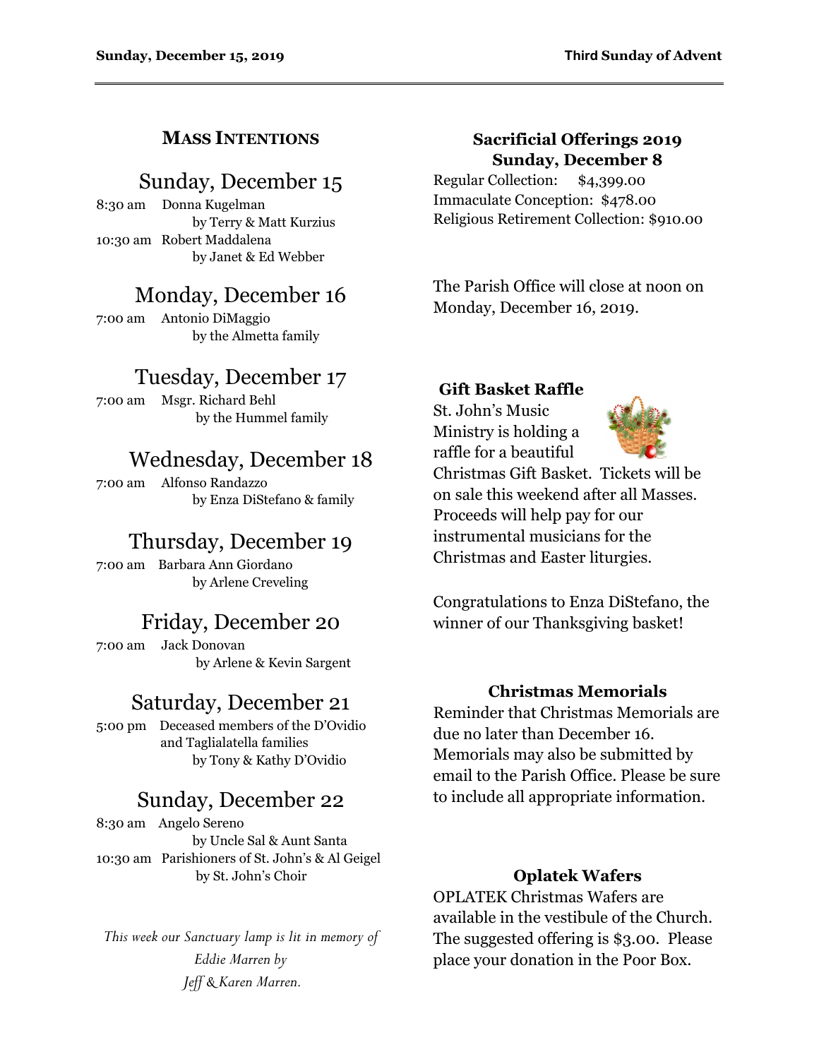## MASS INTENTIONS

### Sunday, December 15

8:30 am Donna Kugelman
by Terry & Matt Kurzius

10:30 am Robert Maddalena
by Janet & Ed Webber

### Monday, December 16

7:00 am Antonio DiMaggio
by the Almetta family

### Tuesday, December 17

7:00 am Msgr. Richard Behl
by the Hummel family

### Wednesday, December 18

7:00 am Alfonso Randazzo
by Enza DiStefano & family

### Thursday, December 19

7:00 am Barbara Ann Giordano
by Arlene Creveling

### Friday, December 20

7:00 am Jack Donovan
by Arlene & Kevin Sargent

### Saturday, December 21

5:00 pm Deceased members of the D'Ovidio and Taglialatella families
by Tony & Kathy D'Ovidio

### Sunday, December 22

8:30 am Angelo Sereno
by Uncle Sal & Aunt Santa

10:30 am Parishioners of St. John's & Al Geigel
by St. John's Choir

*This week our Sanctuary lamp is lit in memory of Eddie Marren by Jeff & Karen Marren.*

## Sacrificial Offerings 2019
## Sunday, December 8

Regular Collection: $4,399.00
Immaculate Conception: $478.00
Religious Retirement Collection: $910.00

The Parish Office will close at noon on Monday, December 16, 2019.

**Gift Basket Raffle**

St. John's Music Ministry is holding a raffle for a beautiful Christmas Gift Basket. Tickets will be on sale this weekend after all Masses. Proceeds will help pay for our instrumental musicians for the Christmas and Easter liturgies.

Congratulations to Enza DiStefano, the winner of our Thanksgiving basket!

**Christmas Memorials**

Reminder that Christmas Memorials are due no later than December 16. Memorials may also be submitted by email to the Parish Office. Please be sure to include all appropriate information.

**Oplatek Wafers**

OPLATEK Christmas Wafers are available in the vestibule of the Church. The suggested offering is $3.00. Please place your donation in the Poor Box.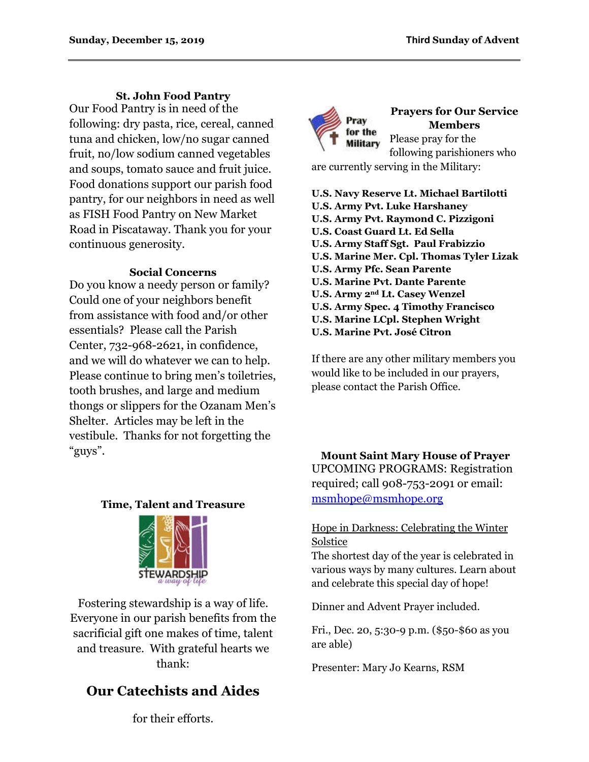### St. John Food Pantry

Our Food Pantry is in need of the following: dry pasta, rice, cereal, canned tuna and chicken, low/no sugar canned fruit, no/low sodium canned vegetables and soups, tomato sauce and fruit juice. Food donations support our parish food pantry, for our neighbors in need as well as FISH Food Pantry on New Market Road in Piscataway. Thank you for your continuous generosity.

### Social Concerns

Do you know a needy person or family? Could one of your neighbors benefit from assistance with food and/or other essentials? Please call the Parish Center, 732-968-2621, in confidence, and we will do whatever we can to help. Please continue to bring men's toiletries, tooth brushes, and large and medium thongs or slippers for the Ozanam Men's Shelter. Articles may be left in the vestibule. Thanks for not forgetting the "guys".

### Time, Talent and Treasure

Fostering stewardship is a way of life. Everyone in our parish benefits from the sacrificial gift one makes of time, talent and treasure. With grateful hearts we thank:

## Our Catechists and Aides

for their efforts.

### Prayers for Our Service Members

Please pray for the following parishioners who are currently serving in the Military:

**U.S. Navy Reserve Lt. Michael Bartilotti**
**U.S. Army Pvt. Luke Harshaney**
**U.S. Army Pvt. Raymond C. Pizzigoni**
**U.S. Coast Guard Lt. Ed Sella**
**U.S. Army Staff Sgt. Paul Frabizzio**
**U.S. Marine Mer. Cpl. Thomas Tyler Lizak**
**U.S. Army Pfc. Sean Parente**
**U.S. Marine Pvt. Dante Parente**
**U.S. Army 2nd Lt. Casey Wenzel**
**U.S. Army Spec. 4 Timothy Francisco**
**U.S. Marine LCpl. Stephen Wright**
**U.S. Marine Pvt. José Citron**

If there are any other military members you would like to be included in our prayers, please contact the Parish Office.

### Mount Saint Mary House of Prayer

UPCOMING PROGRAMS: Registration required; call 908-753-2091 or email: msmhope@msmhope.org

Hope in Darkness: Celebrating the Winter Solstice

The shortest day of the year is celebrated in various ways by many cultures. Learn about and celebrate this special day of hope!

Dinner and Advent Prayer included.

Fri., Dec. 20, 5:30-9 p.m. ($50-$60 as you are able)

Presenter: Mary Jo Kearns, RSM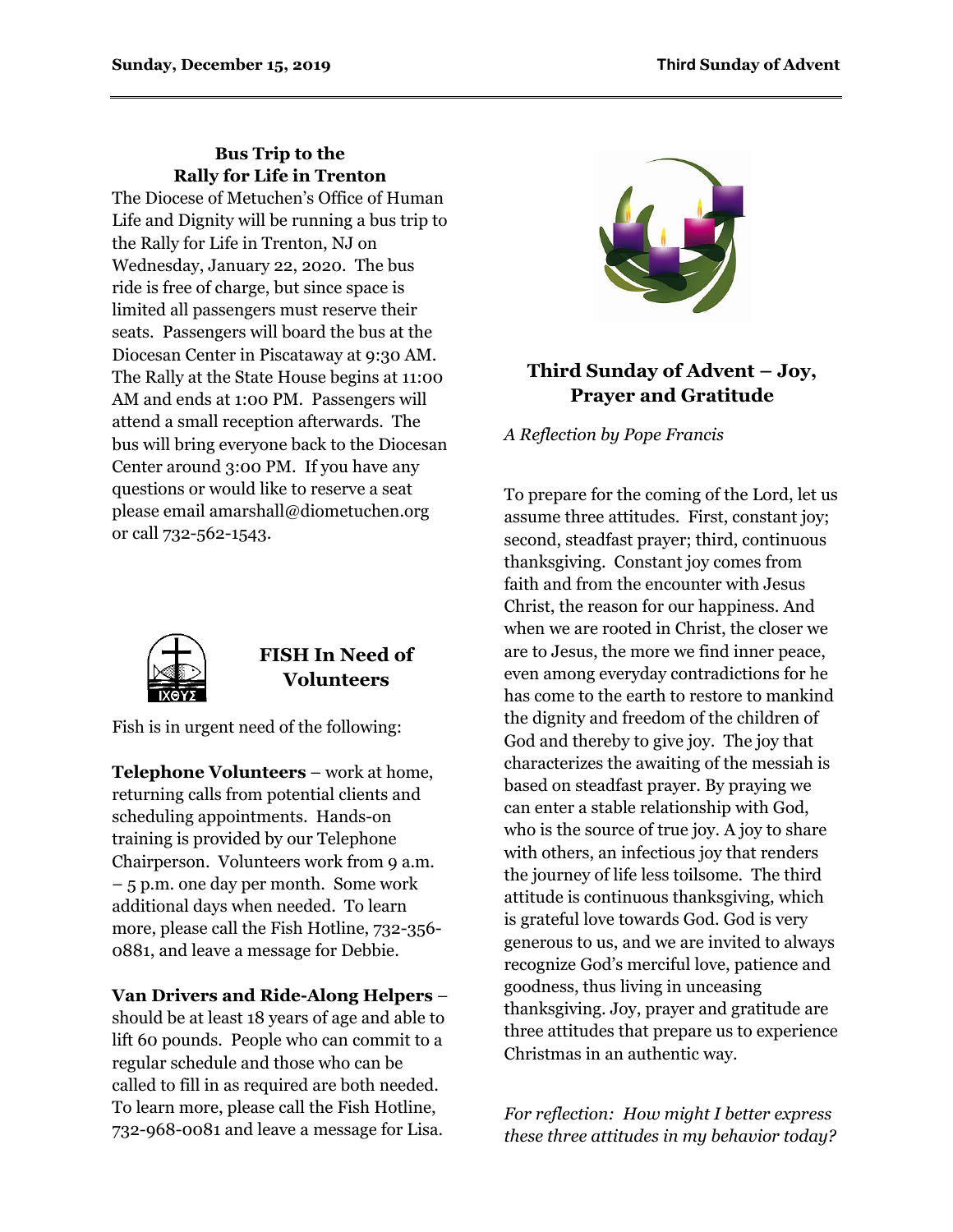### Bus Trip to the Rally for Life in Trenton

The Diocese of Metuchen's Office of Human Life and Dignity will be running a bus trip to the Rally for Life in Trenton, NJ on Wednesday, January 22, 2020. The bus ride is free of charge, but since space is limited all passengers must reserve their seats. Passengers will board the bus at the Diocesan Center in Piscataway at 9:30 AM. The Rally at the State House begins at 11:00 AM and ends at 1:00 PM. Passengers will attend a small reception afterwards. The bus will bring everyone back to the Diocesan Center around 3:00 PM. If you have any questions or would like to reserve a seat please email amarshall@diometuchen.org or call 732-562-1543.

### FISH In Need of Volunteers

Fish is in urgent need of the following:

**Telephone Volunteers** – work at home, returning calls from potential clients and scheduling appointments. Hands-on training is provided by our Telephone Chairperson. Volunteers work from 9 a.m. – 5 p.m. one day per month. Some work additional days when needed. To learn more, please call the Fish Hotline, 732-356-0881, and leave a message for Debbie.

**Van Drivers and Ride-Along Helpers** – should be at least 18 years of age and able to lift 60 pounds. People who can commit to a regular schedule and those who can be called to fill in as required are both needed. To learn more, please call the Fish Hotline, 732-968-0081 and leave a message for Lisa.

### Third Sunday of Advent – Joy, Prayer and Gratitude

*A Reflection by Pope Francis*

To prepare for the coming of the Lord, let us assume three attitudes. First, constant joy; second, steadfast prayer; third, continuous thanksgiving. Constant joy comes from faith and from the encounter with Jesus Christ, the reason for our happiness. And when we are rooted in Christ, the closer we are to Jesus, the more we find inner peace, even among everyday contradictions for he has come to the earth to restore to mankind the dignity and freedom of the children of God and thereby to give joy. The joy that characterizes the awaiting of the messiah is based on steadfast prayer. By praying we can enter a stable relationship with God, who is the source of true joy. A joy to share with others, an infectious joy that renders the journey of life less toilsome. The third attitude is continuous thanksgiving, which is grateful love towards God. God is very generous to us, and we are invited to always recognize God's merciful love, patience and goodness, thus living in unceasing thanksgiving. Joy, prayer and gratitude are three attitudes that prepare us to experience Christmas in an authentic way.

*For reflection: How might I better express these three attitudes in my behavior today?*